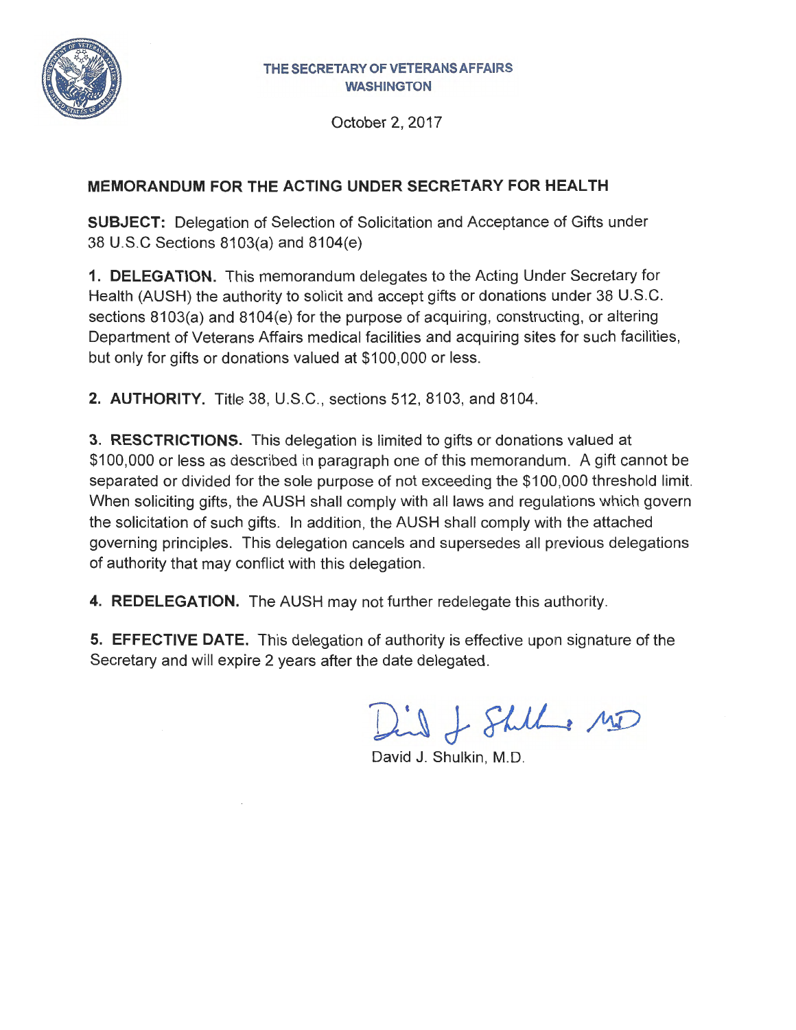**THE SECRETARY OF VETERANS AFFAIRS**
**WASHINGTON**

October 2, 2017

## MEMORANDUM FOR THE ACTING UNDER SECRETARY FOR HEALTH

**SUBJECT:** Delegation of Selection of Solicitation and Acceptance of Gifts under 38 U.S.C Sections 8103(a) and 8104(e)

**1. DELEGATION.** This memorandum delegates to the Acting Under Secretary for Health (AUSH) the authority to solicit and accept gifts or donations under 38 U.S.C. sections 8103(a) and 8104(e) for the purpose of acquiring, constructing, or altering Department of Veterans Affairs medical facilities and acquiring sites for such facilities, but only for gifts or donations valued at $100,000 or less.

**2. AUTHORITY.** Title 38, U.S.C., sections 512, 8103, and 8104.

**3. RESCTRICTIONS.** This delegation is limited to gifts or donations valued at $100,000 or less as described in paragraph one of this memorandum. A gift cannot be separated or divided for the sole purpose of not exceeding the $100,000 threshold limit. When soliciting gifts, the AUSH shall comply with all laws and regulations which govern the solicitation of such gifts. In addition, the AUSH shall comply with the attached governing principles. This delegation cancels and supersedes all previous delegations of authority that may conflict with this delegation.

**4. REDELEGATION.** The AUSH may not further redelegate this authority.

**5. EFFECTIVE DATE.** This delegation of authority is effective upon signature of the Secretary and will expire 2 years after the date delegated.

David J. Shulkin, M.D.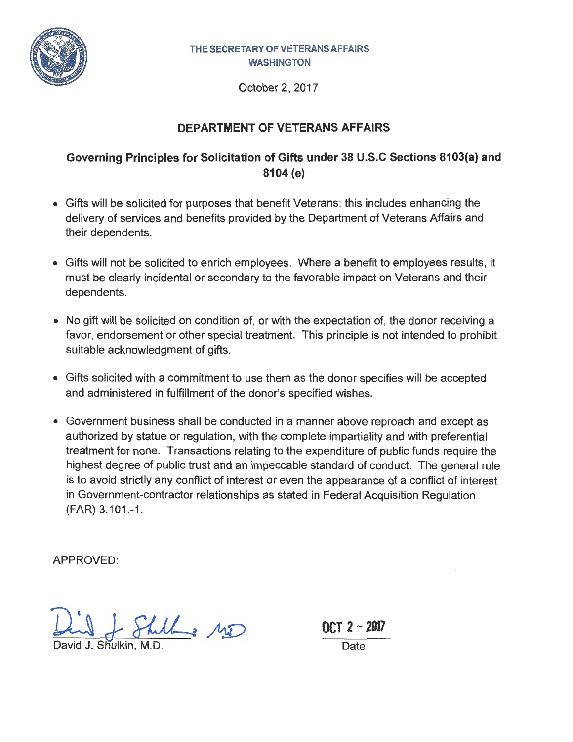THE SECRETARY OF VETERANS AFFAIRS
WASHINGTON

October 2, 2017

## DEPARTMENT OF VETERANS AFFAIRS

### Governing Principles for Solicitation of Gifts under 38 U.S.C Sections 8103(a) and 8104 (e)

- Gifts will be solicited for purposes that benefit Veterans; this includes enhancing the delivery of services and benefits provided by the Department of Veterans Affairs and their dependents.
- Gifts will not be solicited to enrich employees. Where a benefit to employees results, it must be clearly incidental or secondary to the favorable impact on Veterans and their dependents.
- No gift will be solicited on condition of, or with the expectation of, the donor receiving a favor, endorsement or other special treatment. This principle is not intended to prohibit suitable acknowledgment of gifts.
- Gifts solicited with a commitment to use them as the donor specifies will be accepted and administered in fulfillment of the donor's specified wishes.
- Government business shall be conducted in a manner above reproach and except as authorized by statue or regulation, with the complete impartiality and with preferential treatment for none. Transactions relating to the expenditure of public funds require the highest degree of public trust and an impeccable standard of conduct. The general rule is to avoid strictly any conflict of interest or even the appearance of a conflict of interest in Government-contractor relationships as stated in Federal Acquisition Regulation (FAR) 3.101.-1.

APPROVED:

David J. Shulkin, M.D.

OCT 2 - 2017
Date